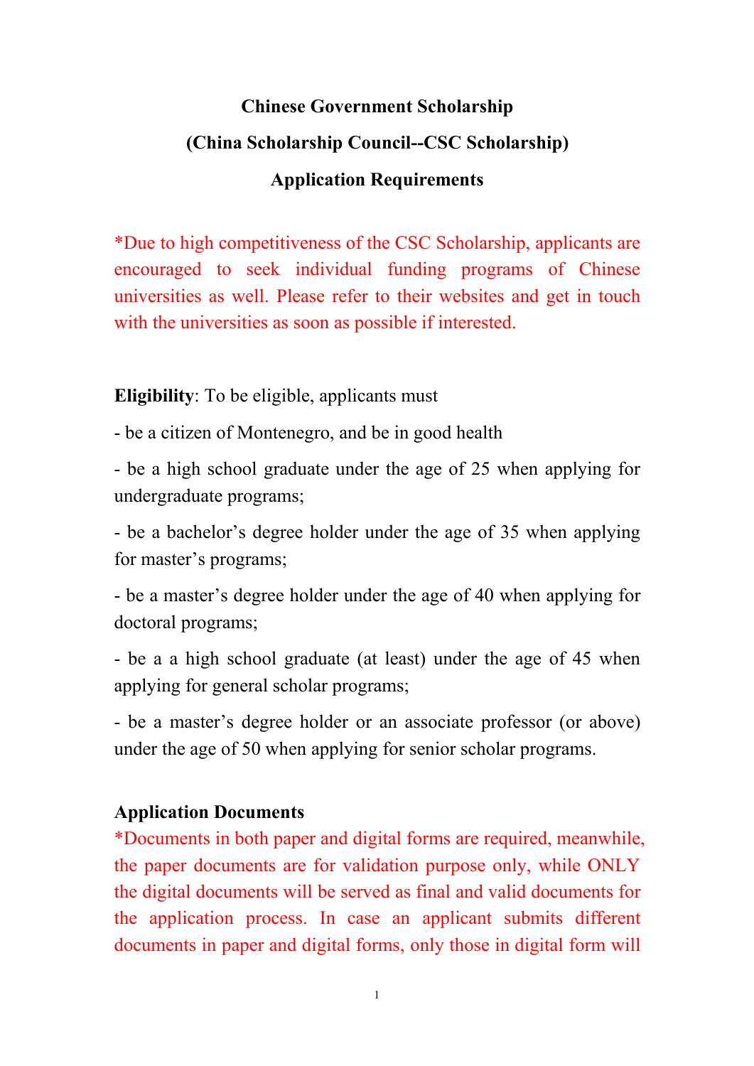# Chinese Government Scholarship

## (China Scholarship Council--CSC Scholarship)

## Application Requirements

*Due to high competitiveness of the CSC Scholarship, applicants are encouraged to seek individual funding programs of Chinese universities as well. Please refer to their websites and get in touch with the universities as soon as possible if interested.

**Eligibility**: To be eligible, applicants must

- be a citizen of Montenegro, and be in good health
- be a high school graduate under the age of 25 when applying for undergraduate programs;
- be a bachelor's degree holder under the age of 35 when applying for master's programs;
- be a master's degree holder under the age of 40 when applying for doctoral programs;
- be a a high school graduate (at least) under the age of 45 when applying for general scholar programs;
- be a master's degree holder or an associate professor (or above) under the age of 50 when applying for senior scholar programs.

**Application Documents**

*Documents in both paper and digital forms are required, meanwhile, the paper documents are for validation purpose only, while ONLY the digital documents will be served as final and valid documents for the application process. In case an applicant submits different documents in paper and digital forms, only those in digital form will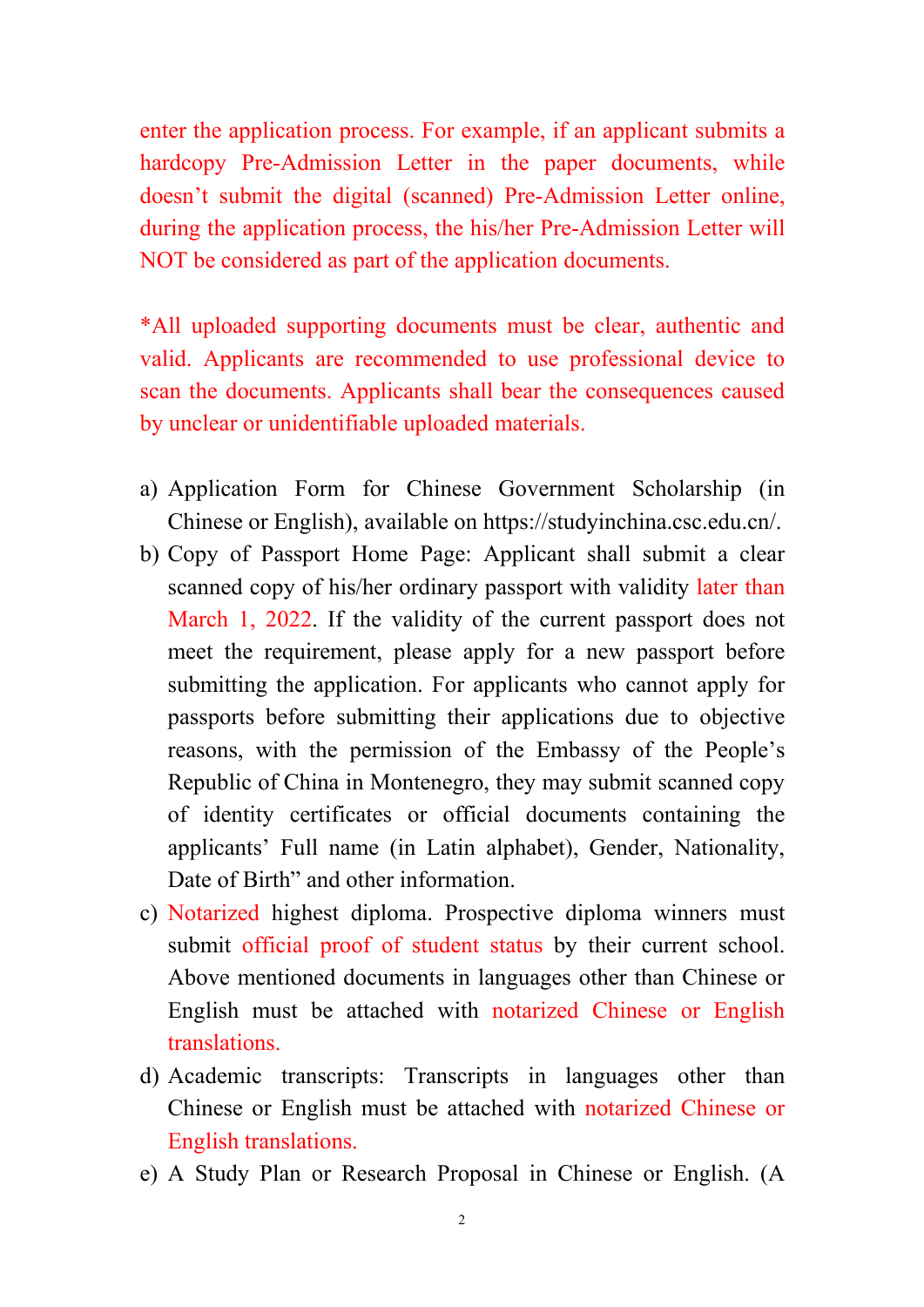enter the application process. For example, if an applicant submits a hardcopy Pre-Admission Letter in the paper documents, while doesn't submit the digital (scanned) Pre-Admission Letter online, during the application process, the his/her Pre-Admission Letter will NOT be considered as part of the application documents.

*All uploaded supporting documents must be clear, authentic and valid. Applicants are recommended to use professional device to scan the documents. Applicants shall bear the consequences caused by unclear or unidentifiable uploaded materials.

a) Application Form for Chinese Government Scholarship (in Chinese or English), available on https://studyinchina.csc.edu.cn/.
b) Copy of Passport Home Page: Applicant shall submit a clear scanned copy of his/her ordinary passport with validity later than March 1, 2022. If the validity of the current passport does not meet the requirement, please apply for a new passport before submitting the application. For applicants who cannot apply for passports before submitting their applications due to objective reasons, with the permission of the Embassy of the People's Republic of China in Montenegro, they may submit scanned copy of identity certificates or official documents containing the applicants' Full name (in Latin alphabet), Gender, Nationality, Date of Birth" and other information.
c) Notarized highest diploma. Prospective diploma winners must submit official proof of student status by their current school. Above mentioned documents in languages other than Chinese or English must be attached with notarized Chinese or English translations.
d) Academic transcripts: Transcripts in languages other than Chinese or English must be attached with notarized Chinese or English translations.
e) A Study Plan or Research Proposal in Chinese or English. (A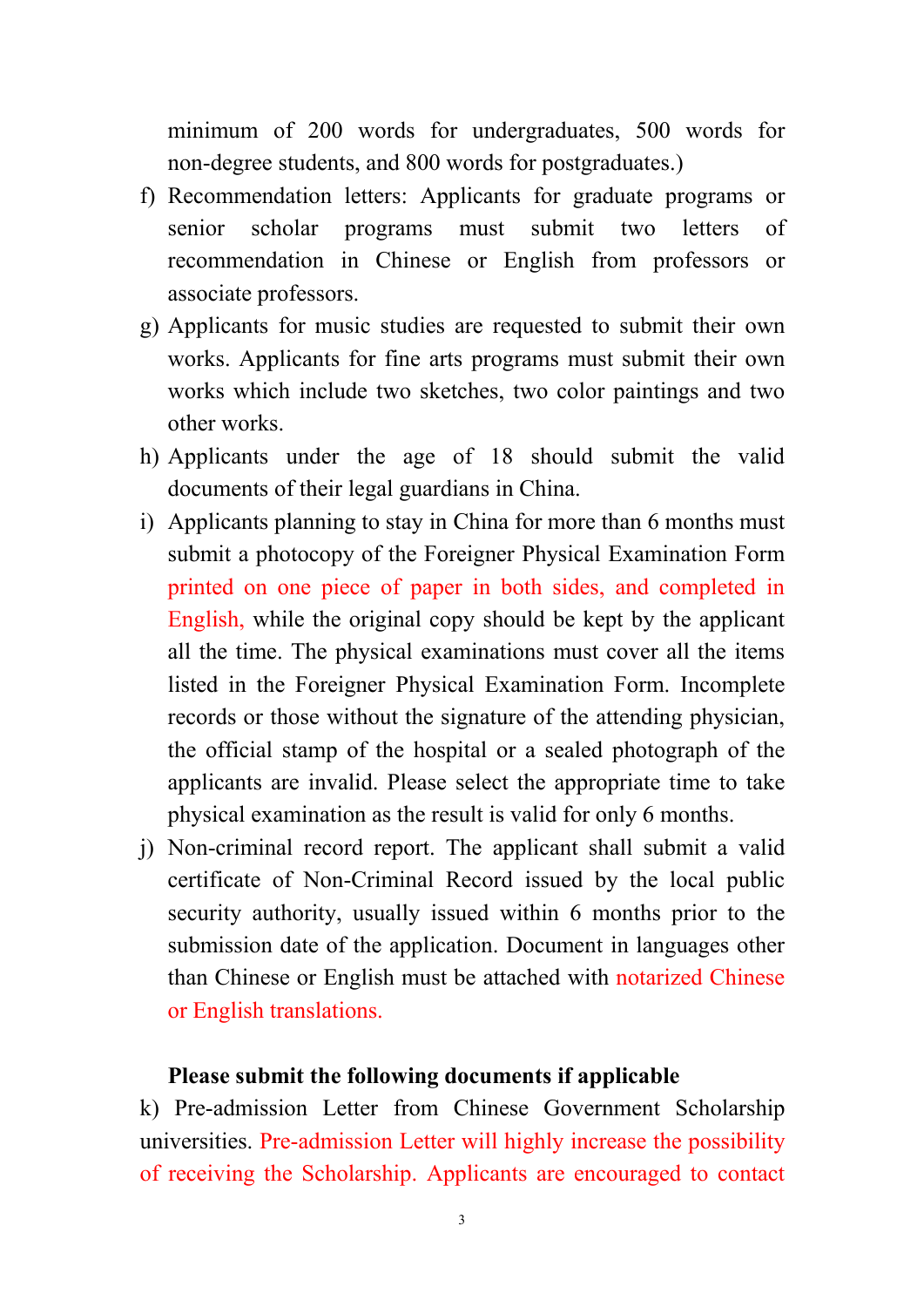minimum of 200 words for undergraduates, 500 words for non-degree students, and 800 words for postgraduates.)

f) Recommendation letters: Applicants for graduate programs or senior scholar programs must submit two letters of recommendation in Chinese or English from professors or associate professors.

g) Applicants for music studies are requested to submit their own works. Applicants for fine arts programs must submit their own works which include two sketches, two color paintings and two other works.

h) Applicants under the age of 18 should submit the valid documents of their legal guardians in China.

i) Applicants planning to stay in China for more than 6 months must submit a photocopy of the Foreigner Physical Examination Form printed on one piece of paper in both sides, and completed in English, while the original copy should be kept by the applicant all the time. The physical examinations must cover all the items listed in the Foreigner Physical Examination Form. Incomplete records or those without the signature of the attending physician, the official stamp of the hospital or a sealed photograph of the applicants are invalid. Please select the appropriate time to take physical examination as the result is valid for only 6 months.

j) Non-criminal record report. The applicant shall submit a valid certificate of Non-Criminal Record issued by the local public security authority, usually issued within 6 months prior to the submission date of the application. Document in languages other than Chinese or English must be attached with notarized Chinese or English translations.

**Please submit the following documents if applicable**

k) Pre-admission Letter from Chinese Government Scholarship universities. Pre-admission Letter will highly increase the possibility of receiving the Scholarship. Applicants are encouraged to contact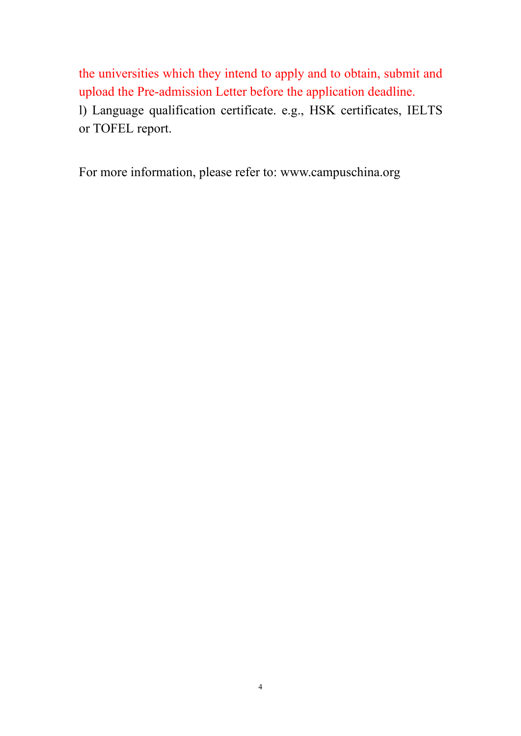the universities which they intend to apply and to obtain, submit and upload the Pre-admission Letter before the application deadline.

l) Language qualification certificate. e.g., HSK certificates, IELTS or TOFEL report.

For more information, please refer to: www.campuschina.org